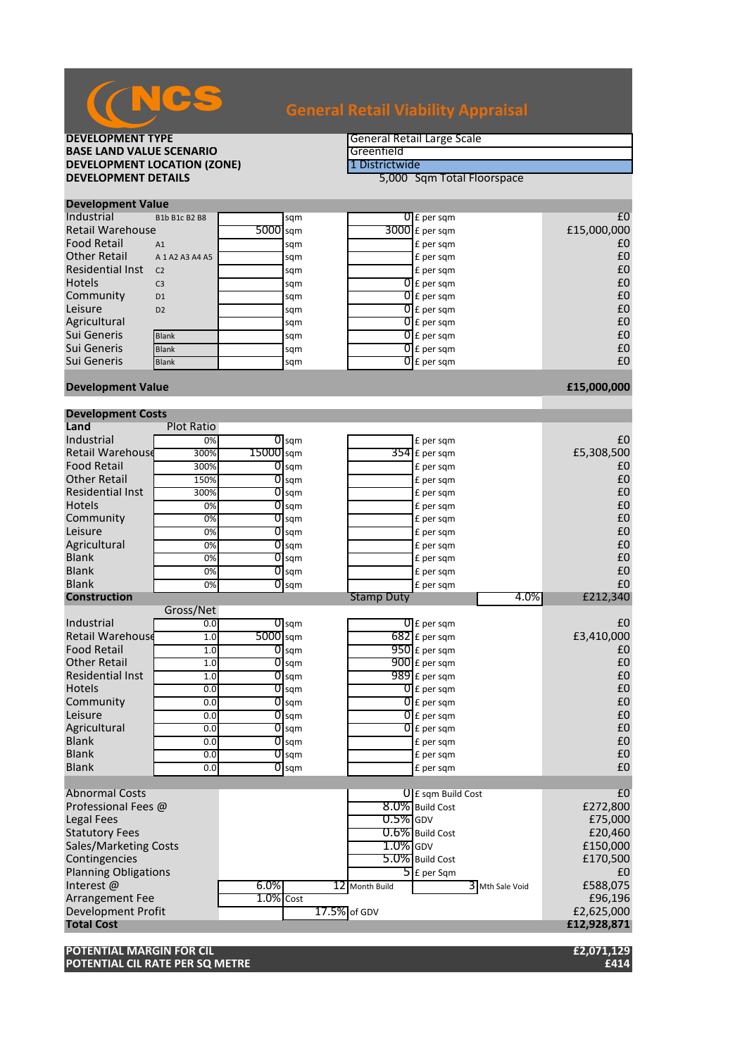# NCS

## General Retail Viability Appraisal

| | |
|---|---|
| **DEVELOPMENT TYPE** | General Retail Large Scale |
| **BASE LAND VALUE SCENARIO** | Greenfield |
| **DEVELOPMENT LOCATION (ZONE)** | 1 Districtwide |
| **DEVELOPMENT DETAILS** | 5,000 Sqm Total Floorspace |

### Development Value

| Use | Class | Area | Unit | Value | Unit | Total |
|---|---|---|---|---|---|---|
| Industrial | B1b B1c B2 B8 | | sqm | 0 | £ per sqm | £0 |
| Retail Warehouse | | 5000 | sqm | 3000 | £ per sqm | £15,000,000 |
| Food Retail | A1 | | sqm | | £ per sqm | £0 |
| Other Retail | A 1 A2 A3 A4 A5 | | sqm | | £ per sqm | £0 |
| Residential Inst | C2 | | sqm | | £ per sqm | £0 |
| Hotels | C3 | | sqm | 0 | £ per sqm | £0 |
| Community | D1 | | sqm | 0 | £ per sqm | £0 |
| Leisure | D2 | | sqm | 0 | £ per sqm | £0 |
| Agricultural | | | sqm | 0 | £ per sqm | £0 |
| Sui Generis | Blank | | sqm | 0 | £ per sqm | £0 |
| Sui Generis | Blank | | sqm | 0 | £ per sqm | £0 |
| Sui Generis | Blank | | sqm | 0 | £ per sqm | £0 |
| **Development Value** | | | | | | **£15,000,000** |

### Development Costs

**Land**

| Use | Plot Ratio | Area | Unit | Value | Unit | Total |
|---|---|---|---|---|---|---|
| Industrial | 0% | 0 | sqm | | £ per sqm | £0 |
| Retail Warehouse | 300% | 15000 | sqm | 354 | £ per sqm | £5,308,500 |
| Food Retail | 300% | 0 | sqm | | £ per sqm | £0 |
| Other Retail | 150% | 0 | sqm | | £ per sqm | £0 |
| Residential Inst | 300% | 0 | sqm | | £ per sqm | £0 |
| Hotels | 0% | 0 | sqm | | £ per sqm | £0 |
| Community | 0% | 0 | sqm | | £ per sqm | £0 |
| Leisure | 0% | 0 | sqm | | £ per sqm | £0 |
| Agricultural | 0% | 0 | sqm | | £ per sqm | £0 |
| Blank | 0% | 0 | sqm | | £ per sqm | £0 |
| Blank | 0% | 0 | sqm | | £ per sqm | £0 |
| Blank | 0% | 0 | sqm | | £ per sqm | £0 |
| | | | | Stamp Duty | 4.0% | £212,340 |

**Construction**

| Use | Gross/Net | Area | Unit | Value | Unit | Total |
|---|---|---|---|---|---|---|
| Industrial | 0.0 | 0 | sqm | 0 | £ per sqm | £0 |
| Retail Warehouse | 1.0 | 5000 | sqm | 682 | £ per sqm | £3,410,000 |
| Food Retail | 1.0 | 0 | sqm | 950 | £ per sqm | £0 |
| Other Retail | 1.0 | 0 | sqm | 900 | £ per sqm | £0 |
| Residential Inst | 1.0 | 0 | sqm | 989 | £ per sqm | £0 |
| Hotels | 0.0 | 0 | sqm | 0 | £ per sqm | £0 |
| Community | 0.0 | 0 | sqm | 0 | £ per sqm | £0 |
| Leisure | 0.0 | 0 | sqm | 0 | £ per sqm | £0 |
| Agricultural | 0.0 | 0 | sqm | 0 | £ per sqm | £0 |
| Blank | 0.0 | 0 | sqm | | £ per sqm | £0 |
| Blank | 0.0 | 0 | sqm | | £ per sqm | £0 |
| Blank | 0.0 | 0 | sqm | | £ per sqm | £0 |

| Item | | | Rate | Basis | | Total |
|---|---|---|---|---|---|---|
| Abnormal Costs | | | 0 | £ sqm Build Cost | | £0 |
| Professional Fees @ | | | 8.0% | Build Cost | | £272,800 |
| Legal Fees | | | 0.5% | GDV | | £75,000 |
| Statutory Fees | | | 0.6% | Build Cost | | £20,460 |
| Sales/Marketing Costs | | | 1.0% | GDV | | £150,000 |
| Contingencies | | | 5.0% | Build Cost | | £170,500 |
| Planning Obligations | | | 5 | £ per Sqm | | £0 |
| Interest @ | 6.0% | | 12 | Month Build | 3 Mth Sale Void | £588,075 |
| Arrangement Fee | 1.0% | Cost | | | | £96,196 |
| Development Profit | | 17.5% | of GDV | | | £2,625,000 |
| **Total Cost** | | | | | | **£12,928,871** |

| | |
|---|---|
| **POTENTIAL MARGIN FOR CIL** | **£2,071,129** |
| **POTENTIAL CIL RATE PER SQ METRE** | **£414** |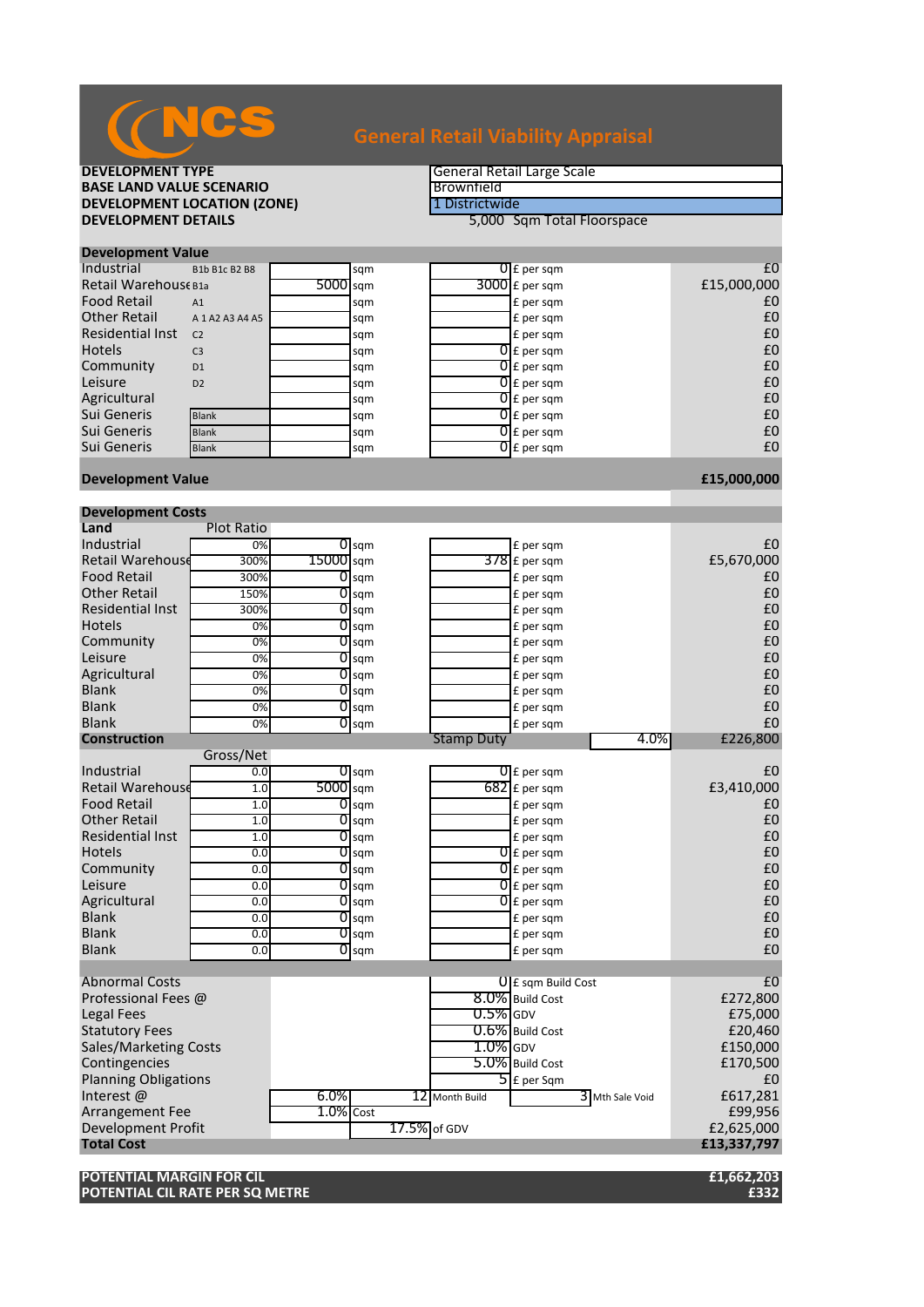NCS

# General Retail Viability Appraisal

| | |
|---|---|
| **DEVELOPMENT TYPE** | General Retail Large Scale |
| **BASE LAND VALUE SCENARIO** | Brownfield |
| **DEVELOPMENT LOCATION (ZONE)** | 1 Districtwide |
| **DEVELOPMENT DETAILS** | 5,000 Sqm Total Floorspace |

## Development Value

| | | | | | | |
|---|---|---|---|---|---|---|
| Industrial | B1b B1c B2 B8 | | sqm | 0 | £ per sqm | £0 |
| Retail Warehouse | B1a | 5000 | sqm | 3000 | £ per sqm | £15,000,000 |
| Food Retail | A1 | | sqm | | £ per sqm | £0 |
| Other Retail | A 1 A2 A3 A4 A5 | | sqm | | £ per sqm | £0 |
| Residential Inst | C2 | | sqm | | £ per sqm | £0 |
| Hotels | C3 | | sqm | 0 | £ per sqm | £0 |
| Community | D1 | | sqm | 0 | £ per sqm | £0 |
| Leisure | D2 | | sqm | 0 | £ per sqm | £0 |
| Agricultural | | | sqm | 0 | £ per sqm | £0 |
| Sui Generis | Blank | | sqm | 0 | £ per sqm | £0 |
| Sui Generis | Blank | | sqm | 0 | £ per sqm | £0 |
| Sui Generis | Blank | | sqm | 0 | £ per sqm | £0 |
| **Development Value** | | | | | | **£15,000,000** |

## Development Costs

| | | | | | | | |
|---|---|---|---|---|---|---|---|
| **Land** | Plot Ratio | | | | | | |
| Industrial | 0% | 0 | sqm | | £ per sqm | | £0 |
| Retail Warehouse | 300% | 15000 | sqm | 378 | £ per sqm | | £5,670,000 |
| Food Retail | 300% | 0 | sqm | | £ per sqm | | £0 |
| Other Retail | 150% | 0 | sqm | | £ per sqm | | £0 |
| Residential Inst | 300% | 0 | sqm | | £ per sqm | | £0 |
| Hotels | 0% | 0 | sqm | | £ per sqm | | £0 |
| Community | 0% | 0 | sqm | | £ per sqm | | £0 |
| Leisure | 0% | 0 | sqm | | £ per sqm | | £0 |
| Agricultural | 0% | 0 | sqm | | £ per sqm | | £0 |
| Blank | 0% | 0 | sqm | | £ per sqm | | £0 |
| Blank | 0% | 0 | sqm | | £ per sqm | | £0 |
| Blank | 0% | 0 | sqm | | £ per sqm | | £0 |
| **Construction** | | | | Stamp Duty | | 4.0% | £226,800 |
| | Gross/Net | | | | | | |
| Industrial | 0.0 | 0 | sqm | 0 | £ per sqm | | £0 |
| Retail Warehouse | 1.0 | 5000 | sqm | 682 | £ per sqm | | £3,410,000 |
| Food Retail | 1.0 | 0 | sqm | | £ per sqm | | £0 |
| Other Retail | 1.0 | 0 | sqm | | £ per sqm | | £0 |
| Residential Inst | 1.0 | 0 | sqm | | £ per sqm | | £0 |
| Hotels | 0.0 | 0 | sqm | 0 | £ per sqm | | £0 |
| Community | 0.0 | 0 | sqm | 0 | £ per sqm | | £0 |
| Leisure | 0.0 | 0 | sqm | 0 | £ per sqm | | £0 |
| Agricultural | 0.0 | 0 | sqm | 0 | £ per sqm | | £0 |
| Blank | 0.0 | 0 | sqm | | £ per sqm | | £0 |
| Blank | 0.0 | 0 | sqm | | £ per sqm | | £0 |
| Blank | 0.0 | 0 | sqm | | £ per sqm | | £0 |

| | | | | | |
|---|---|---|---|---|---|
| Abnormal Costs | | | 0 | £ sqm Build Cost | £0 |
| Professional Fees @ | | | 8.0% | Build Cost | £272,800 |
| Legal Fees | | | 0.5% | GDV | £75,000 |
| Statutory Fees | | | 0.6% | Build Cost | £20,460 |
| Sales/Marketing Costs | | | 1.0% | GDV | £150,000 |
| Contingencies | | | 5.0% | Build Cost | £170,500 |
| Planning Obligations | | | 5 | £ per Sqm | £0 |
| Interest @ | 6.0% | 12 Month Build | | 3 Mth Sale Void | £617,281 |
| Arrangement Fee | 1.0% | Cost | | | £99,956 |
| Development Profit | | 17.5% of GDV | | | £2,625,000 |
| **Total Cost** | | | | | **£13,337,797** |

| | |
|---|---|
| **POTENTIAL MARGIN FOR CIL** | **£1,662,203** |
| **POTENTIAL CIL RATE PER SQ METRE** | **£332** |